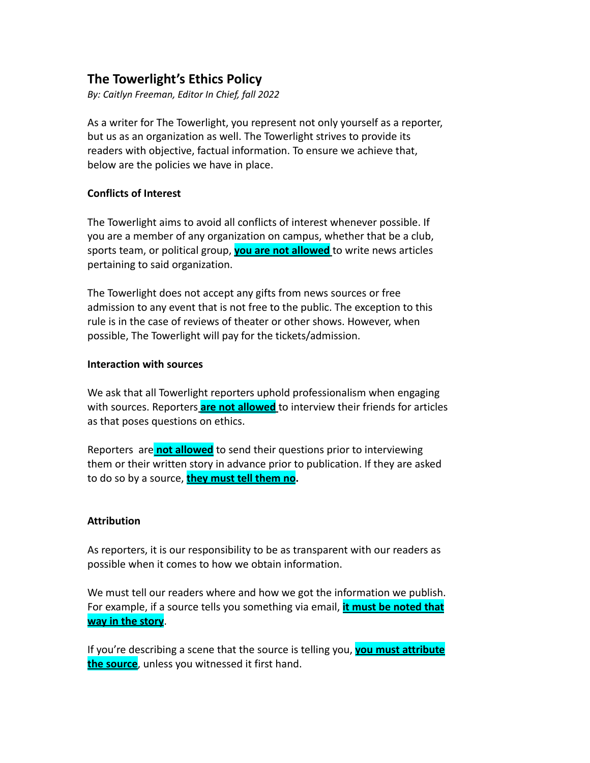# The Towerlight's Ethics Policy

*By: Caitlyn Freeman, Editor In Chief, fall 2022*

As a writer for The Towerlight, you represent not only yourself as a reporter, but us as an organization as well. The Towerlight strives to provide its readers with objective, factual information. To ensure we achieve that, below are the policies we have in place.

**Conflicts of Interest**

The Towerlight aims to avoid all conflicts of interest whenever possible. If you are a member of any organization on campus, whether that be a club, sports team, or political group, **you are not allowed** to write news articles pertaining to said organization.

The Towerlight does not accept any gifts from news sources or free admission to any event that is not free to the public. The exception to this rule is in the case of reviews of theater or other shows. However, when possible, The Towerlight will pay for the tickets/admission.

**Interaction with sources**

We ask that all Towerlight reporters uphold professionalism when engaging with sources. Reporters **are not allowed** to interview their friends for articles as that poses questions on ethics.

Reporters are **not allowed** to send their questions prior to interviewing them or their written story in advance prior to publication. If they are asked to do so by a source, **they must tell them no.**

**Attribution**

As reporters, it is our responsibility to be as transparent with our readers as possible when it comes to how we obtain information.

We must tell our readers where and how we got the information we publish. For example, if a source tells you something via email, **it must be noted that way in the story**.

If you're describing a scene that the source is telling you, **you must attribute the source**, unless you witnessed it first hand.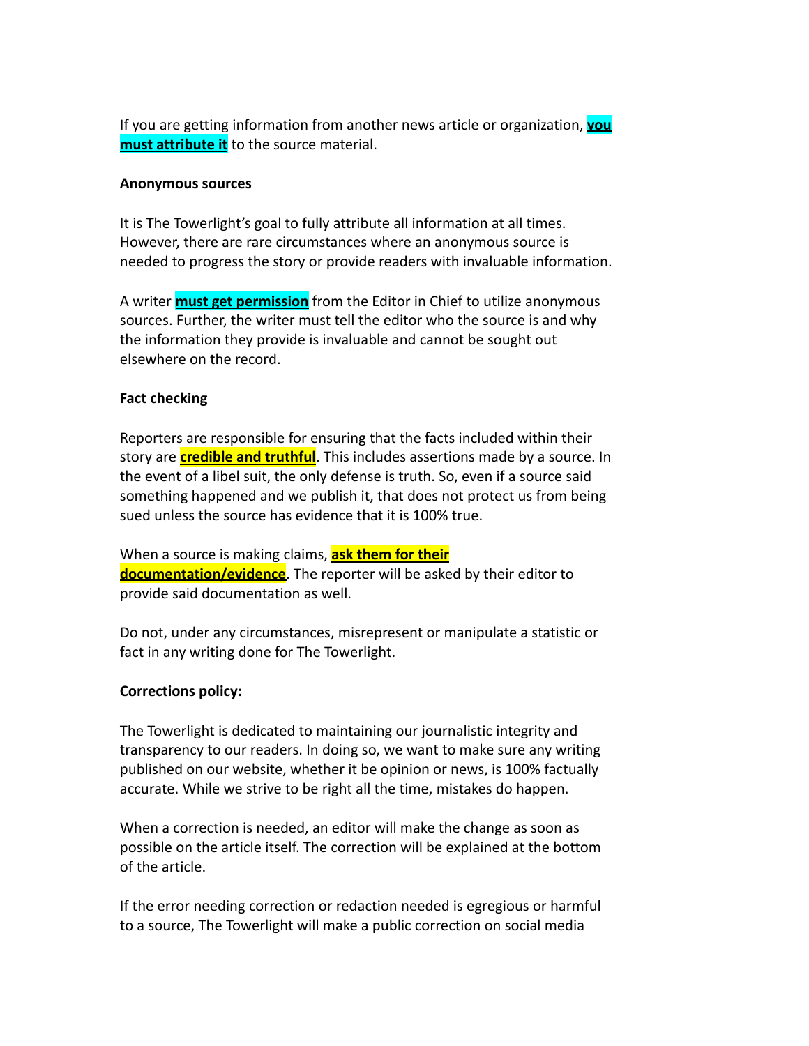If you are getting information from another news article or organization, **you must attribute it** to the source material.

**Anonymous sources**

It is The Towerlight's goal to fully attribute all information at all times. However, there are rare circumstances where an anonymous source is needed to progress the story or provide readers with invaluable information.

A writer **must get permission** from the Editor in Chief to utilize anonymous sources. Further, the writer must tell the editor who the source is and why the information they provide is invaluable and cannot be sought out elsewhere on the record.

**Fact checking**

Reporters are responsible for ensuring that the facts included within their story are **credible and truthful**. This includes assertions made by a source. In the event of a libel suit, the only defense is truth. So, even if a source said something happened and we publish it, that does not protect us from being sued unless the source has evidence that it is 100% true.

When a source is making claims, **ask them for their documentation/evidence**. The reporter will be asked by their editor to provide said documentation as well.

Do not, under any circumstances, misrepresent or manipulate a statistic or fact in any writing done for The Towerlight.

**Corrections policy:**

The Towerlight is dedicated to maintaining our journalistic integrity and transparency to our readers. In doing so, we want to make sure any writing published on our website, whether it be opinion or news, is 100% factually accurate. While we strive to be right all the time, mistakes do happen.

When a correction is needed, an editor will make the change as soon as possible on the article itself. The correction will be explained at the bottom of the article.

If the error needing correction or redaction needed is egregious or harmful to a source, The Towerlight will make a public correction on social media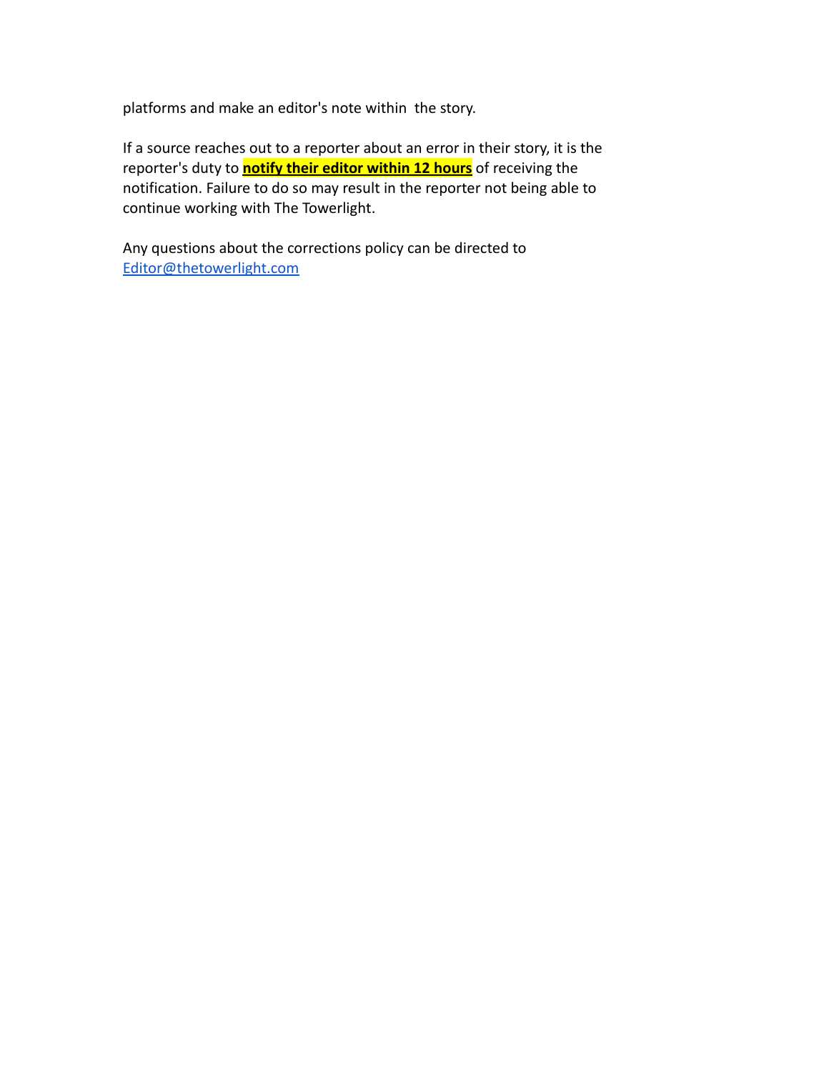platforms and make an editor's note within the story.

If a source reaches out to a reporter about an error in their story, it is the reporter's duty to **notify their editor within 12 hours** of receiving the notification. Failure to do so may result in the reporter not being able to continue working with The Towerlight.

Any questions about the corrections policy can be directed to Editor@thetowerlight.com